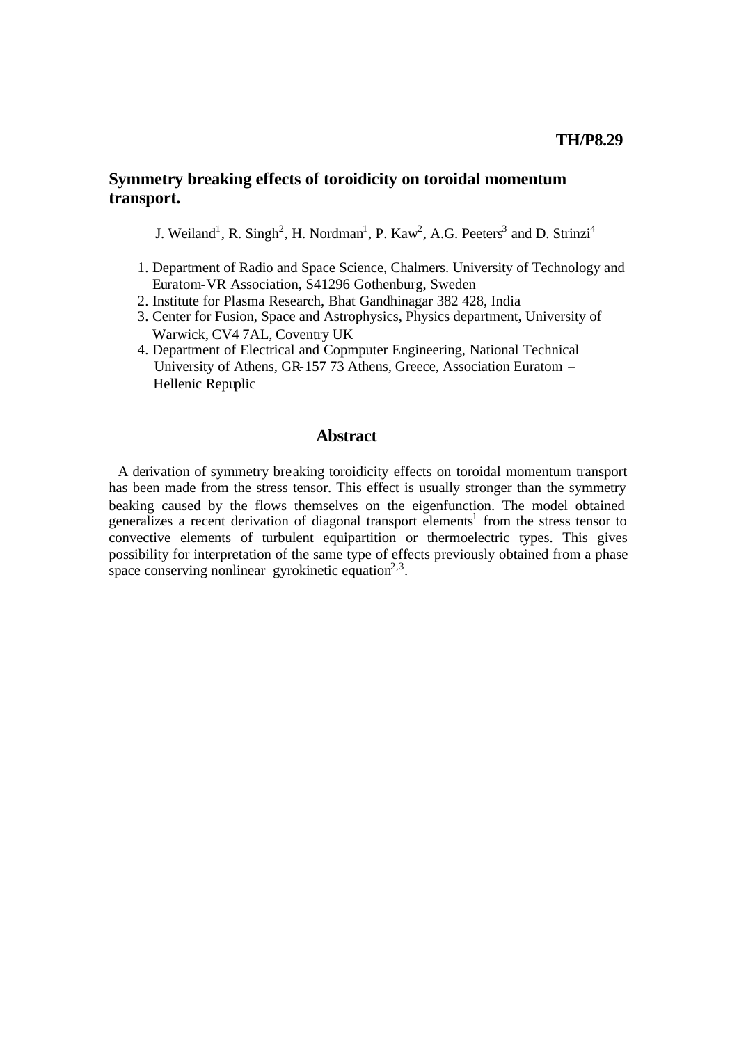TH/P8.29

# Symmetry breaking effects of toroidicity on toroidal momentum transport.

J. Weiland[1], R. Singh[2], H. Nordman[1], P. Kaw[2], A.G. Peeters[3] and D. Strinzi[4]

1. Department of Radio and Space Science, Chalmers. University of Technology and Euratom-VR Association, S41296 Gothenburg, Sweden
2. Institute for Plasma Research, Bhat Gandhinagar 382 428, India
3. Center for Fusion, Space and Astrophysics, Physics department, University of Warwick, CV4 7AL, Coventry UK
4. Department of Electrical and Copmputer Engineering, National Technical University of Athens, GR-157 73 Athens, Greece, Association Euratom – Hellenic Repuplic

## Abstract

A derivation of symmetry breaking toroidicity effects on toroidal momentum transport has been made from the stress tensor. This effect is usually stronger than the symmetry beaking caused by the flows themselves on the eigenfunction. The model obtained generalizes a recent derivation of diagonal transport elements[1] from the stress tensor to convective elements of turbulent equipartition or thermoelectric types. This gives possibility for interpretation of the same type of effects previously obtained from a phase space conserving nonlinear gyrokinetic equation[2,3].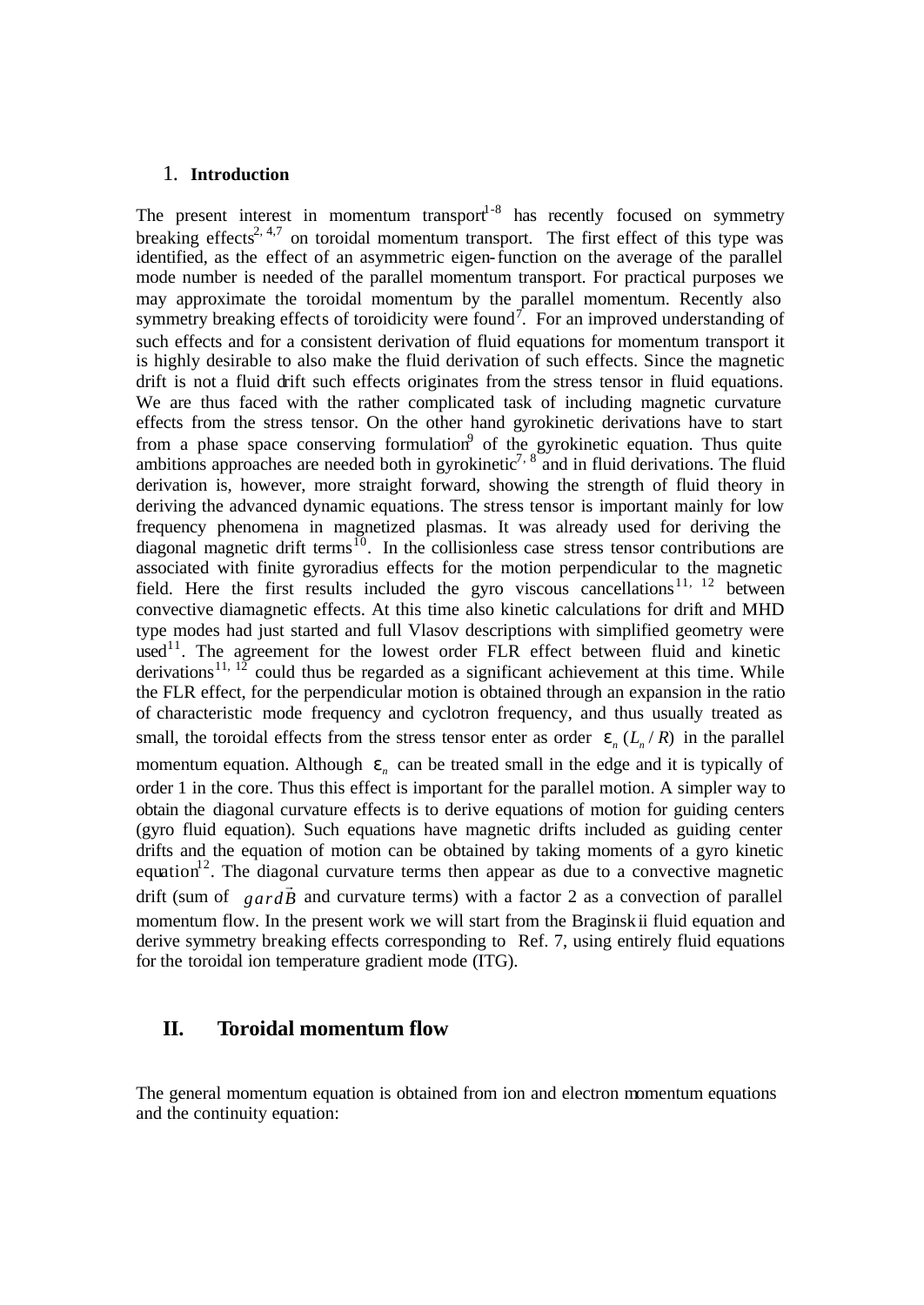## 1. Introduction

The present interest in momentum transport[1-8] has recently focused on symmetry breaking effects[2, 4,7] on toroidal momentum transport. The first effect of this type was identified, as the effect of an asymmetric eigen-function on the average of the parallel mode number is needed of the parallel momentum transport. For practical purposes we may approximate the toroidal momentum by the parallel momentum. Recently also symmetry breaking effects of toroidicity were found[7]. For an improved understanding of such effects and for a consistent derivation of fluid equations for momentum transport it is highly desirable to also make the fluid derivation of such effects. Since the magnetic drift is not a fluid drift such effects originates from the stress tensor in fluid equations. We are thus faced with the rather complicated task of including magnetic curvature effects from the stress tensor. On the other hand gyrokinetic derivations have to start from a phase space conserving formulation[9] of the gyrokinetic equation. Thus quite ambitions approaches are needed both in gyrokinetic[7, 8] and in fluid derivations. The fluid derivation is, however, more straight forward, showing the strength of fluid theory in deriving the advanced dynamic equations. The stress tensor is important mainly for low frequency phenomena in magnetized plasmas. It was already used for deriving the diagonal magnetic drift terms[10]. In the collisionless case stress tensor contributions are associated with finite gyroradius effects for the motion perpendicular to the magnetic field. Here the first results included the gyro viscous cancellations[11, 12] between convective diamagnetic effects. At this time also kinetic calculations for drift and MHD type modes had just started and full Vlasov descriptions with simplified geometry were used[11]. The agreement for the lowest order FLR effect between fluid and kinetic derivations[11, 12] could thus be regarded as a significant achievement at this time. While the FLR effect, for the perpendicular motion is obtained through an expansion in the ratio of characteristic mode frequency and cyclotron frequency, and thus usually treated as small, the toroidal effects from the stress tensor enter as order $\varepsilon_n\,(L_n / R)$ in the parallel momentum equation. Although $\varepsilon_n$ can be treated small in the edge and it is typically of order 1 in the core. Thus this effect is important for the parallel motion. A simpler way to obtain the diagonal curvature effects is to derive equations of motion for guiding centers (gyro fluid equation). Such equations have magnetic drifts included as guiding center drifts and the equation of motion can be obtained by taking moments of a gyro kinetic equation[12]. The diagonal curvature terms then appear as due to a convective magnetic drift (sum of $gard\vec{B}$ and curvature terms) with a factor 2 as a convection of parallel momentum flow. In the present work we will start from the Braginskii fluid equation and derive symmetry breaking effects corresponding to Ref. 7, using entirely fluid equations for the toroidal ion temperature gradient mode (ITG).

## II. Toroidal momentum flow

The general momentum equation is obtained from ion and electron momentum equations and the continuity equation: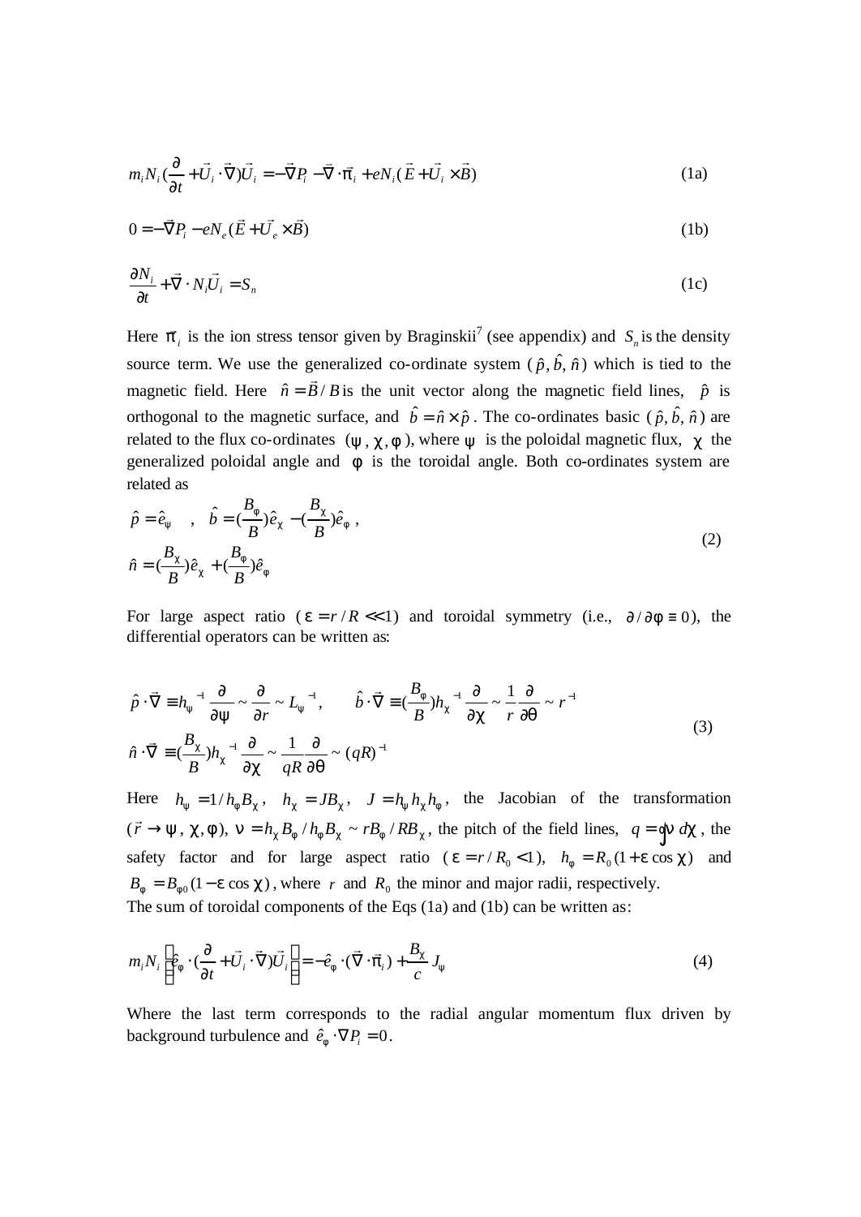$$m_i N_i (\frac{\partial}{\partial t} + \vec{U}_i \cdot \vec{\nabla})\vec{U}_i = -\vec{\nabla} P_i - \vec{\nabla} \cdot \vec{\pi}_i + eN_i(\vec{E} + \vec{U}_i \times \vec{B}) \tag{1a}$$

$$0 = -\vec{\nabla} P_i - eN_e(\vec{E} + \vec{U}_e \times \vec{B}) \tag{1b}$$

$$\frac{\partial N_i}{\partial t} + \vec{\nabla} \cdot N_i \vec{U}_i = S_n \tag{1c}$$

Here $\pi_i$ is the ion stress tensor given by Braginskii[7] (see appendix) and $S_n$ is the density source term. We use the generalized co-ordinate system $(\hat{p}, \hat{b}, \hat{n})$ which is tied to the magnetic field. Here $\hat{n} = \vec{B}/B$ is the unit vector along the magnetic field lines, $\hat{p}$ is orthogonal to the magnetic surface, and $\hat{b} = \hat{n} \times \hat{p}$. The co-ordinates basic $(\hat{p}, \hat{b}, \hat{n})$ are related to the flux co-ordinates $(\psi, \chi, \phi)$, where $\psi$ is the poloidal magnetic flux, $\chi$ the generalized poloidal angle and $\phi$ is the toroidal angle. Both co-ordinates system are related as

$$\hat{p} = \hat{e}_\psi \quad , \quad \hat{b} = (\frac{B_\phi}{B})\hat{e}_\chi - (\frac{B_\chi}{B})\hat{e}_\phi \, ,$$
$$\hat{n} = (\frac{B_\chi}{B})\hat{e}_\chi + (\frac{B_\phi}{B})\hat{e}_\phi \tag{2}$$

For large aspect ratio ($\varepsilon = r/R \ll 1$) and toroidal symmetry (i.e., $\partial / \partial\phi \equiv 0$), the differential operators can be written as:

$$\hat{p} \cdot \vec{\nabla} \equiv h_\psi^{-1} \frac{\partial}{\partial \psi} \sim \frac{\partial}{\partial r} \sim L_\psi^{-1}, \qquad \hat{b} \cdot \vec{\nabla} \equiv (\frac{B_\phi}{B}) h_\chi^{-1} \frac{\partial}{\partial \chi} \sim \frac{1}{r}\frac{\partial}{\partial \theta} \sim r^{-1}$$
$$\hat{n} \cdot \vec{\nabla} \equiv (\frac{B_\chi}{B}) h_\chi^{-1} \frac{\partial}{\partial \chi} \sim \frac{1}{qR}\frac{\partial}{\partial \theta} \sim (qR)^{-1} \tag{3}$$

Here $h_\psi = 1/h_\phi B_\chi$, $h_\chi = JB_\chi$, $J = h_\psi h_\chi h_\phi$, the Jacobian of the transformation $(\vec{r} \to \psi, \chi, \phi)$, $\nu = h_\chi B_\phi / h_\phi B_\chi \sim rB_\phi / RB_\chi$, the pitch of the field lines, $q = \oint \nu \, d\chi$, the safety factor and for large aspect ratio ($\varepsilon = r/R_0 < 1$), $h_\phi = R_0(1 + \varepsilon \cos \chi)$ and $B_\phi = B_{\phi 0}(1 - \varepsilon \cos \chi)$, where $r$ and $R_0$ the minor and major radii, respectively.
The sum of toroidal components of the Eqs (1a) and (1b) can be written as:

$$m_i N_i \left[ \hat{e}_\phi \cdot (\frac{\partial}{\partial t} + \vec{U}_i \cdot \vec{\nabla})\vec{U}_i \right] = -\hat{e}_\phi \cdot (\vec{\nabla} \cdot \vec{\pi}_i) + \frac{B_\chi}{c} J_\psi \tag{4}$$

Where the last term corresponds to the radial angular momentum flux driven by background turbulence and $\hat{e}_\phi \cdot \nabla P_i = 0$.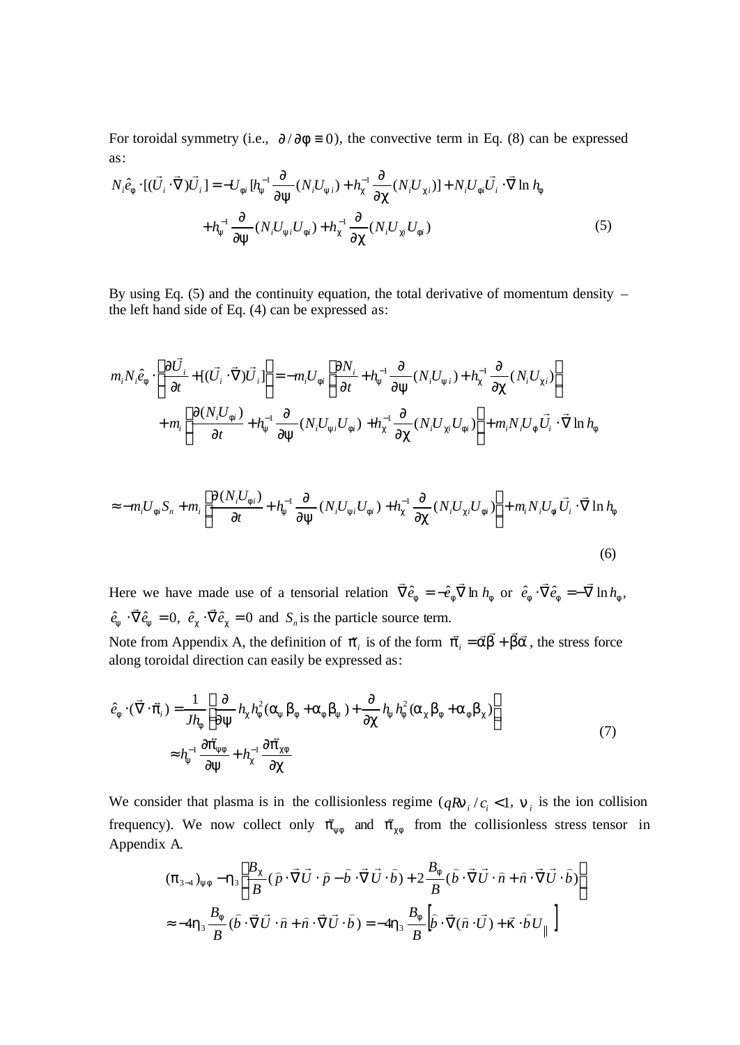For toroidal symmetry (i.e., $\partial/\partial\phi \equiv 0$), the convective term in Eq. (8) can be expressed as:

$$
\begin{aligned}
N_i\hat{e}_\phi\cdot[(\vec{U}_i\cdot\vec{\nabla})\vec{U}_i] = -U_{\phi i}\,[h_\psi^{-1}\frac{\partial}{\partial\psi}(N_iU_{\psi i}) + h_\chi^{-1}\frac{\partial}{\partial\chi}(N_iU_{\chi i})] + N_iU_{\phi i}\vec{U}_i\cdot\vec{\nabla}\ln h_\phi \\
+ h_\psi^{-1}\frac{\partial}{\partial\psi}(N_iU_{\psi i}U_{\phi i}) + h_\chi^{-1}\frac{\partial}{\partial\chi}(N_iU_{\chi i}U_{\phi i})
\end{aligned}
\tag{5}
$$

By using Eq. (5) and the continuity equation, the total derivative of momentum density – the left hand side of Eq. (4) can be expressed as:

$$
\begin{aligned}
m_iN_i\hat{e}_\phi\cdot\left[\frac{\partial\vec{U}_i}{\partial t} + [(\vec{U}_i\cdot\vec{\nabla})\vec{U}_i]\right] &= -m_iU_{\phi i}\left[\frac{\partial N_i}{\partial t} + h_\psi^{-1}\frac{\partial}{\partial\psi}(N_iU_{\psi i}) + h_\chi^{-1}\frac{\partial}{\partial\chi}(N_iU_{\chi i})\right] \\
&+ m_i\left[\frac{\partial(N_iU_{\phi i})}{\partial t} + h_\psi^{-1}\frac{\partial}{\partial\psi}(N_iU_{\psi i}U_{\phi i}) + h_\chi^{-1}\frac{\partial}{\partial\chi}(N_iU_{\chi i}U_{\phi i})\right] + m_iN_iU_\phi\vec{U}_i\cdot\vec{\nabla}\ln h_\phi
\end{aligned}
$$

$$
\approx -m_iU_{\phi i}S_n + m_i\left[\frac{\partial(N_iU_{\phi i})}{\partial t} + h_\psi^{-1}\frac{\partial}{\partial\psi}(N_iU_{\psi i}U_{\phi i}) + h_\chi^{-1}\frac{\partial}{\partial\chi}(N_iU_{\chi i}U_{\phi i})\right] + m_iN_iU_\phi\vec{U}_i\cdot\vec{\nabla}\ln h_\phi
\tag{6}
$$

Here we have made use of a tensorial relation $\vec{\nabla}\hat{e}_\phi = -\hat{e}_\phi\vec{\nabla}\ln h_\phi$ or $\hat{e}_\phi\cdot\vec{\nabla}\hat{e}_\phi = -\vec{\nabla}\ln h_\phi$, $\hat{e}_\psi\cdot\vec{\nabla}\hat{e}_\psi = 0$, $\hat{e}_\chi\cdot\vec{\nabla}\hat{e}_\chi = 0$ and $S_n$ is the particle source term.

Note from Appendix A, the definition of $\vec{\pi}_i$ is of the form $\vec{\pi}_i = \vec{\alpha}\vec{\beta} + \vec{\beta}\vec{\alpha}$, the stress force along toroidal direction can easily be expressed as:

$$
\begin{aligned}
\hat{e}_\phi\cdot(\vec{\nabla}\cdot\vec{\pi}_i) &= \frac{1}{Jh_\phi}\left[\frac{\partial}{\partial\psi}h_\chi h_\phi^2(\alpha_\psi\beta_\phi + \alpha_\phi\beta_\psi) + \frac{\partial}{\partial\chi}h_\psi h_\phi^2(\alpha_\chi\beta_\phi + \alpha_\phi\beta_\chi)\right] \\
&\approx h_\psi^{-1}\frac{\partial\vec{\pi}_{\psi\phi}}{\partial\psi} + h_\chi^{-1}\frac{\partial\vec{\pi}_{\chi\phi}}{\partial\chi}
\end{aligned}
\tag{7}
$$

We consider that plasma is in the collisionless regime ($qR\nu_i/c_i < 1$, $\nu_i$ is the ion collision frequency). We now collect only $\vec{\pi}_{\psi\phi}$ and $\vec{\pi}_{\chi\phi}$ from the collisionless stress tensor in Appendix A.

$$
\begin{aligned}
(\pi_{3-4})_{\psi\phi} &- \eta_3\left[\frac{B_\chi}{B}(\hat{p}\cdot\vec{\nabla}\vec{U}\cdot\hat{p} - \hat{b}\cdot\vec{\nabla}\vec{U}\cdot\hat{b}) + 2\frac{B_\phi}{B}(\hat{b}\cdot\vec{\nabla}\vec{U}\cdot\hat{n} + \hat{n}\cdot\vec{\nabla}\vec{U}\cdot\hat{b})\right] \\
&\approx -4\eta_3\frac{B_\phi}{B}(\hat{b}\cdot\vec{\nabla}\vec{U}\cdot\hat{n} + \hat{n}\cdot\vec{\nabla}\vec{U}\cdot\hat{b}) = -4\eta_3\frac{B_\phi}{B}\left[\hat{b}\cdot\vec{\nabla}(\hat{n}\cdot\vec{U}) + \vec{\kappa}\cdot\hat{b}U_\parallel\right]
\end{aligned}
$$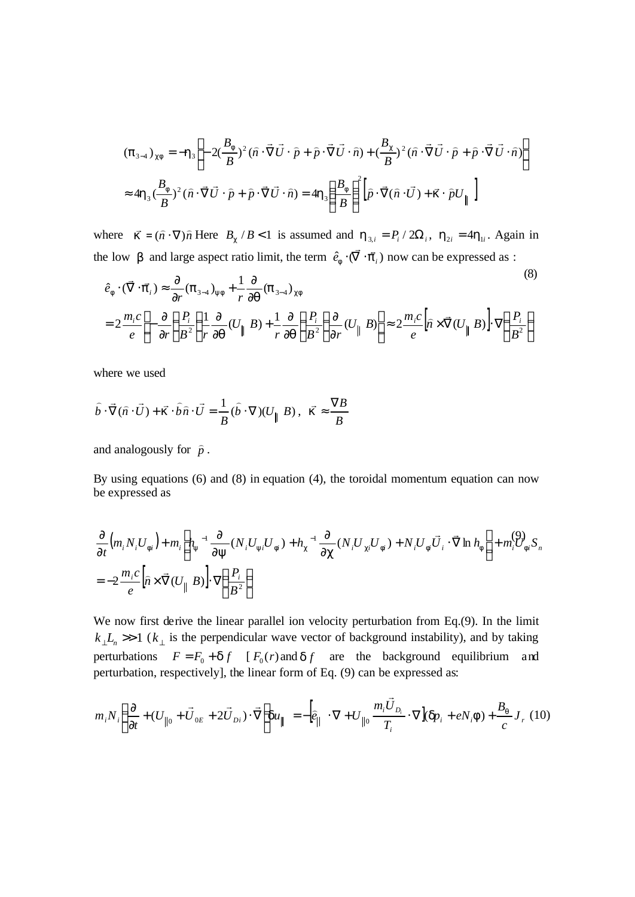$$(\pi_{3-4})_{\chi\varphi} = -\eta_3 \left[ -2(\frac{B_\varphi}{B})^2 (\hat{n}\cdot\vec{\nabla}\vec{U}\cdot\hat{p} + \hat{p}\cdot\vec{\nabla}\vec{U}\cdot\hat{n}) + (\frac{B_\chi}{B})^2 (\hat{n}\cdot\vec{\nabla}\vec{U}\cdot\hat{p} + \hat{p}\cdot\vec{\nabla}\vec{U}\cdot\hat{n}) \right]$$

$$\approx 4\eta_3 (\frac{B_\varphi}{B})^2 (\hat{n}\cdot\vec{\nabla}\vec{U}\cdot\hat{p} + \hat{p}\cdot\vec{\nabla}\vec{U}\cdot\hat{n}) = 4\eta_3 \left(\frac{B_\varphi}{B}\right)^2 \left[\hat{p}\cdot\vec{\nabla}(\hat{n}\cdot\vec{U}) + \vec{\kappa}\cdot\hat{p}U_\parallel\right]$$

where $\vec{\kappa} = (\hat{n}\cdot\nabla)\hat{n}$ Here $B_\chi / B < 1$ is assumed and $\eta_{3,i} = P_i / 2\Omega_i$, $\eta_{2i} = 4\eta_{1i}$. Again in the low $\beta$ and large aspect ratio limit, the term $\hat{e}_\varphi\cdot(\vec{\nabla}\cdot\vec{\pi}_i)$ now can be expressed as :

$$\hat{e}_\varphi\cdot(\vec{\nabla}\cdot\vec{\pi}_i) \approx \frac{\partial}{\partial r}(\pi_{3-4})_{\psi\varphi} + \frac{1}{r}\frac{\partial}{\partial\theta}(\pi_{3-4})_{\chi\varphi} \tag{8}$$

$$= 2\frac{m_i c}{e}\left[ -\frac{\partial}{\partial r}\left(\frac{P_i}{B^2}\right)\left(\frac{1}{r}\frac{\partial}{\partial\theta}(U_\parallel B)\right) + \frac{1}{r}\frac{\partial}{\partial\theta}\left(\frac{P_i}{B^2}\right)\left(\frac{\partial}{\partial r}(U_\parallel B)\right)\right] \approx 2\frac{m_i c}{e}\left[\hat{n}\times\vec{\nabla}(U_\parallel B)\right]\cdot\nabla\left(\frac{P_i}{B^2}\right)$$

where we used

$$\hat{b}\cdot\vec{\nabla}(\hat{n}\cdot\vec{U}) + \vec{\kappa}\cdot\hat{b}\hat{n}\cdot\vec{U} = \frac{1}{B}(\hat{b}\cdot\nabla)(U_\parallel B)\,,\quad \vec{\kappa} \approx \frac{\nabla B}{B}$$

and analogously for $\hat{p}$.

By using equations (6) and (8) in equation (4), the toroidal momentum equation can now be expressed as

$$\frac{\partial}{\partial t}\left(m_i N_i U_{\varphi i}\right) + m_i\left[h_\psi^{-1}\frac{\partial}{\partial\psi}(N_i U_{\psi i}U_\varphi) + h_\chi^{-1}\frac{\partial}{\partial\chi}(N_i U_{\chi i}U_{\varphi i}) + N_i U_\varphi \vec{U}_i\cdot\vec{\nabla}\ln h_\varphi\right] + m_i U_{\varphi i}S_n \tag{9}$$

$$= -2\frac{m_i c}{e}\left[\hat{n}\times\vec{\nabla}(U_\parallel B)\right]\cdot\nabla\left(\frac{P_i}{B^2}\right)$$

We now first derive the linear parallel ion velocity perturbation from Eq.(9). In the limit $k_\perp L_n >> 1$ ($k_\perp$ is the perpendicular wave vector of background instability), and by taking perturbations $F = F_0 + \delta f$ [ $F_0(r)$ and $\delta f$ are the background equilibrium and perturbation, respectively], the linear form of Eq. (9) can be expressed as:

$$m_i N_i\left(\frac{\partial}{\partial t} + (U_{\parallel 0} + \vec{U}_{0E} + 2\vec{U}_{Di})\cdot\vec{\nabla}\right)\delta u_\parallel = -\left[\hat{e}_\parallel\cdot\nabla + U_{\parallel 0}\frac{m_i\vec{U}_{D_i}}{T_i}\cdot\nabla\right](\delta p_i + eN_i\phi) + \frac{B_\theta}{c}J_r \tag{10}$$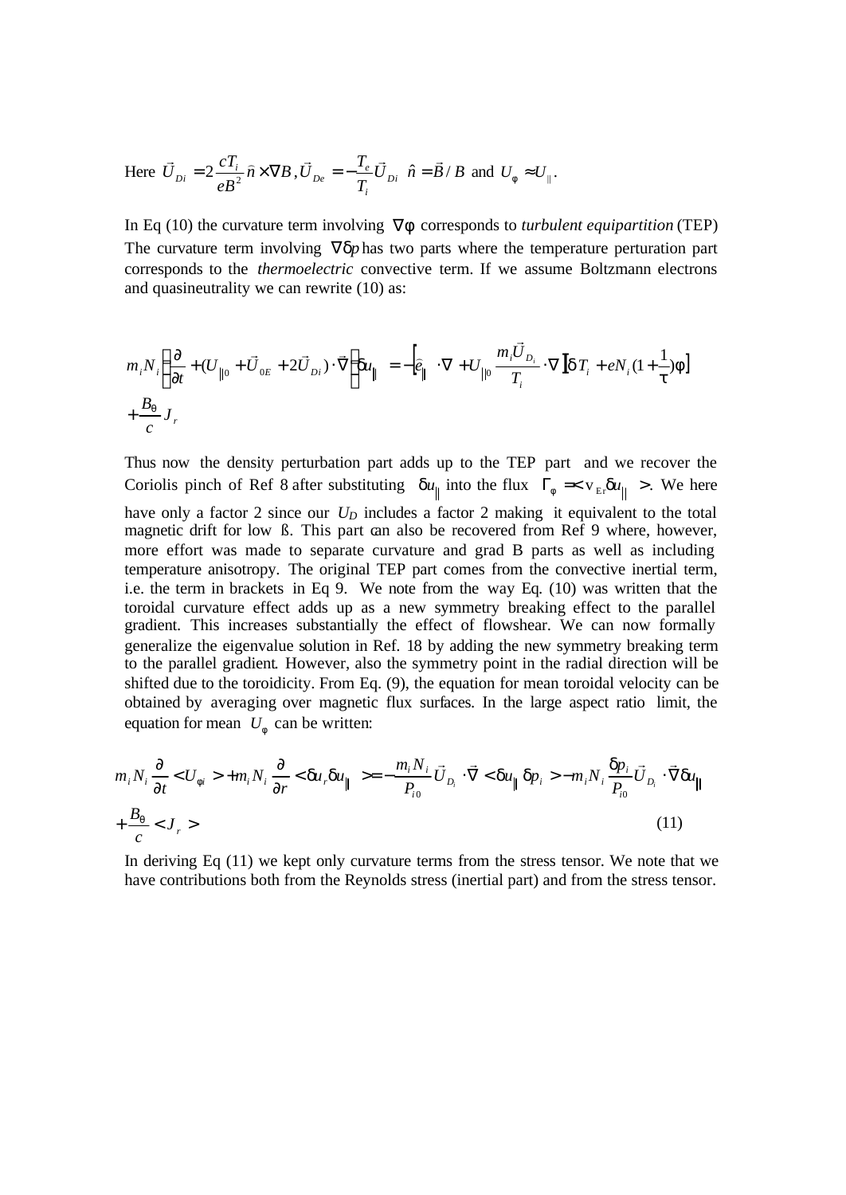Here $\vec{U}_{Di} = 2\frac{cT_i}{eB^2}\hat{n}\times\nabla B, \vec{U}_{De} = -\frac{T_e}{T_i}\vec{U}_{Di}$ $\hat{n} = \vec{B}/B$ and $U_\phi \approx U_{\|}$.

In Eq (10) the curvature term involving $\nabla\phi$ corresponds to *turbulent equipartition* (TEP) The curvature term involving $\nabla\delta p$ has two parts where the temperature perturbation part corresponds to the *thermoelectric* convective term. If we assume Boltzmann electrons and quasineutrality we can rewrite (10) as:

$$m_i N_i \left(\frac{\partial}{\partial t} + (U_{\|0} + \vec{U}_{0E} + 2\vec{U}_{Di})\cdot\vec{\nabla}\right)\delta u_{\|} = -\left[\hat{e}_{\|}\cdot\nabla + U_{\|0}\frac{m_i\vec{U}_{D_i}}{T_i}\cdot\nabla\right]\left[\delta T_i + eN_i(1+\frac{1}{\tau})\phi\right]$$
$$+\frac{B_\theta}{c}J_r$$

Thus now the density perturbation part adds up to the TEP part and we recover the Coriolis pinch of Ref 8 after substituting $\delta u_{\|}$ into the flux $\Gamma_\phi = < v_{Er}\delta u_{\|} >$. We here have only a factor 2 since our $U_D$ includes a factor 2 making it equivalent to the total magnetic drift for low ß. This part can also be recovered from Ref 9 where, however, more effort was made to separate curvature and grad B parts as well as including temperature anisotropy. The original TEP part comes from the convective inertial term, i.e. the term in brackets in Eq 9. We note from the way Eq. (10) was written that the toroidal curvature effect adds up as a new symmetry breaking effect to the parallel gradient. This increases substantially the effect of flowshear. We can now formally generalize the eigenvalue solution in Ref. 18 by adding the new symmetry breaking term to the parallel gradient. However, also the symmetry point in the radial direction will be shifted due to the toroidicity. From Eq. (9), the equation for mean toroidal velocity can be obtained by averaging over magnetic flux surfaces. In the large aspect ratio limit, the equation for mean $U_\phi$ can be written:

$$m_i N_i \frac{\partial}{\partial t} < U_{\phi i} > + m_i N_i \frac{\partial}{\partial r} < \delta u_r \delta u_{\|} > = -\frac{m_i N_i}{P_{i0}}\vec{U}_{D_i}\cdot\vec{\nabla} < \delta u_{\|}\delta p_i > - m_i N_i \frac{\delta p_i}{P_{i0}}\vec{U}_{D_i}\cdot\vec{\nabla}\delta u_{\|}$$
$$+\frac{B_\theta}{c} < J_r > \tag{11}$$

In deriving Eq (11) we kept only curvature terms from the stress tensor. We note that we have contributions both from the Reynolds stress (inertial part) and from the stress tensor.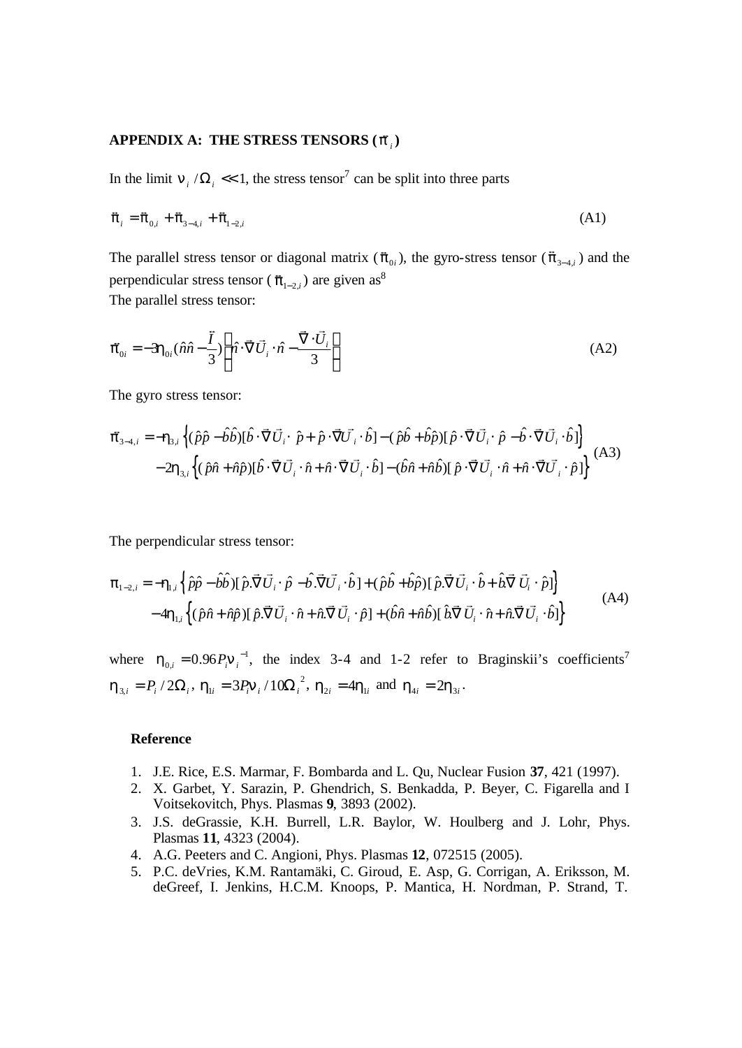**APPENDIX A: THE STRESS TENSORS ($\vec{\pi}_i$)**

In the limit $\nu_i / \Omega_i << 1$, the stress tensor[7] can be split into three parts

$$\vec{\pi}_i = \vec{\pi}_{0,i} + \vec{\pi}_{3-4,i} + \vec{\pi}_{1-2,i} \tag{A1}$$

The parallel stress tensor or diagonal matrix ($\vec{\pi}_{0i}$), the gyro-stress tensor ($\vec{\pi}_{3-4,i}$) and the perpendicular stress tensor ($\vec{\pi}_{1-2,i}$) are given as[8]

The parallel stress tensor:

$$\vec{\pi}_{0i} = -3\eta_{0i}(\hat{n}\hat{n} - \frac{\vec{I}}{3})\left(\hat{n}\cdot\vec{\nabla}\vec{U}_i\cdot\hat{n} - \frac{\vec{\nabla}\cdot\vec{U}_i}{3}\right) \tag{A2}$$

The gyro stress tensor:

$$\begin{aligned}\vec{\pi}_{3-4,i} = &-\eta_{3,i}\left\{(\hat{p}\hat{p}-\hat{b}\hat{b})[\hat{b}\cdot\vec{\nabla}\vec{U}_i\cdot\hat{p}+\hat{p}\cdot\vec{\nabla}\vec{U}_i\cdot\hat{b}]-(\hat{p}\hat{b}+\hat{b}\hat{p})[\hat{p}\cdot\vec{\nabla}\vec{U}_i\cdot\hat{p}-\hat{b}\cdot\vec{\nabla}\vec{U}_i\cdot\hat{b}]\right\} \\ &-2\eta_{3,i}\left\{(\hat{p}\hat{n}+\hat{n}\hat{p})[\hat{b}\cdot\vec{\nabla}\vec{U}_i\cdot\hat{n}+\hat{n}\cdot\vec{\nabla}\vec{U}_i\cdot\hat{b}]-(\hat{b}\hat{n}+\hat{n}\hat{b})[\hat{p}\cdot\vec{\nabla}\vec{U}_i\cdot\hat{n}+\hat{n}\cdot\vec{\nabla}\vec{U}_i\cdot\hat{p}]\right\}\end{aligned} \tag{A3}$$

The perpendicular stress tensor:

$$\begin{aligned}\pi_{1-2,i} = &-\eta_{1,i}\left\{\hat{p}\hat{p}-\hat{b}\hat{b})[\hat{p}.\vec{\nabla}\vec{U}_i\cdot\hat{p}-\hat{b}.\vec{\nabla}\vec{U}_i\cdot\hat{b}]+(\hat{p}\hat{b}+\hat{b}\hat{p})[\hat{p}.\vec{\nabla}\vec{U}_i\cdot\hat{b}+\hat{b}.\vec{\nabla}\vec{U}_i\cdot\hat{p}]\right\} \\ &-4\eta_{1,i}\left\{(\hat{p}\hat{n}+\hat{n}\hat{p})[\hat{p}.\vec{\nabla}\vec{U}_i\cdot\hat{n}+\hat{n}.\vec{\nabla}\vec{U}_i\cdot\hat{p}]+(\hat{b}\hat{n}+\hat{n}\hat{b})[\hat{b}.\vec{\nabla}\vec{U}_i\cdot\hat{n}+\hat{n}.\vec{\nabla}\vec{U}_i\cdot\hat{b}]\right\}\end{aligned} \tag{A4}$$

where $\eta_{0,i} = 0.96 P_i \nu_i^{-1}$, the index 3-4 and 1-2 refer to Braginskii's coefficients[7] $\eta_{3,i} = P_i / 2\Omega_i$, $\eta_{1i} = 3P_i\nu_i / 10\Omega_i^{\,2}$, $\eta_{2i} = 4\eta_{1i}$ and $\eta_{4i} = 2\eta_{3i}$.

**Reference**

1. J.E. Rice, E.S. Marmar, F. Bombarda and L. Qu, Nuclear Fusion **37**, 421 (1997).
2. X. Garbet, Y. Sarazin, P. Ghendrich, S. Benkadda, P. Beyer, C. Figarella and I Voitsekovitch, Phys. Plasmas **9**, 3893 (2002).
3. J.S. deGrassie, K.H. Burrell, L.R. Baylor, W. Houlberg and J. Lohr, Phys. Plasmas **11**, 4323 (2004).
4. A.G. Peeters and C. Angioni, Phys. Plasmas **12**, 072515 (2005).
5. P.C. deVries, K.M. Rantamäki, C. Giroud, E. Asp, G. Corrigan, A. Eriksson, M. deGreef, I. Jenkins, H.C.M. Knoops, P. Mantica, H. Nordman, P. Strand, T.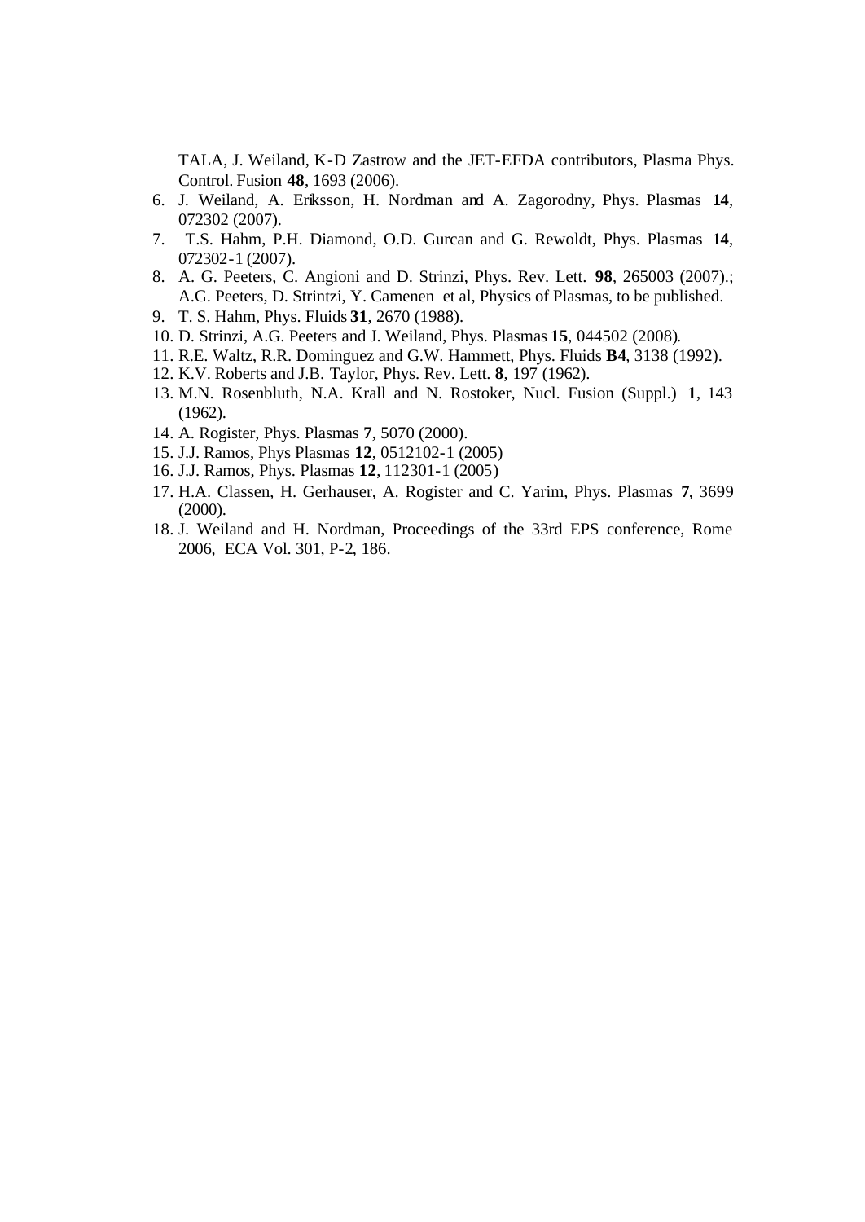TALA, J. Weiland, K-D Zastrow and the JET-EFDA contributors, Plasma Phys. Control. Fusion **48**, 1693 (2006).

6. J. Weiland, A. Eriksson, H. Nordman and A. Zagorodny, Phys. Plasmas **14**, 072302 (2007).
7. T.S. Hahm, P.H. Diamond, O.D. Gurcan and G. Rewoldt, Phys. Plasmas **14**, 072302-1 (2007).
8. A. G. Peeters, C. Angioni and D. Strinzi, Phys. Rev. Lett. **98**, 265003 (2007).; A.G. Peeters, D. Strintzi, Y. Camenen et al, Physics of Plasmas, to be published.
9. T. S. Hahm, Phys. Fluids **31**, 2670 (1988).
10. D. Strinzi, A.G. Peeters and J. Weiland, Phys. Plasmas **15**, 044502 (2008).
11. R.E. Waltz, R.R. Dominguez and G.W. Hammett, Phys. Fluids **B4**, 3138 (1992).
12. K.V. Roberts and J.B. Taylor, Phys. Rev. Lett. **8**, 197 (1962).
13. M.N. Rosenbluth, N.A. Krall and N. Rostoker, Nucl. Fusion (Suppl.) **1**, 143 (1962).
14. A. Rogister, Phys. Plasmas **7**, 5070 (2000).
15. J.J. Ramos, Phys Plasmas **12**, 0512102-1 (2005)
16. J.J. Ramos, Phys. Plasmas **12**, 112301-1 (2005)
17. H.A. Classen, H. Gerhauser, A. Rogister and C. Yarim, Phys. Plasmas **7**, 3699 (2000).
18. J. Weiland and H. Nordman, Proceedings of the 33rd EPS conference, Rome 2006, ECA Vol. 301, P-2, 186.